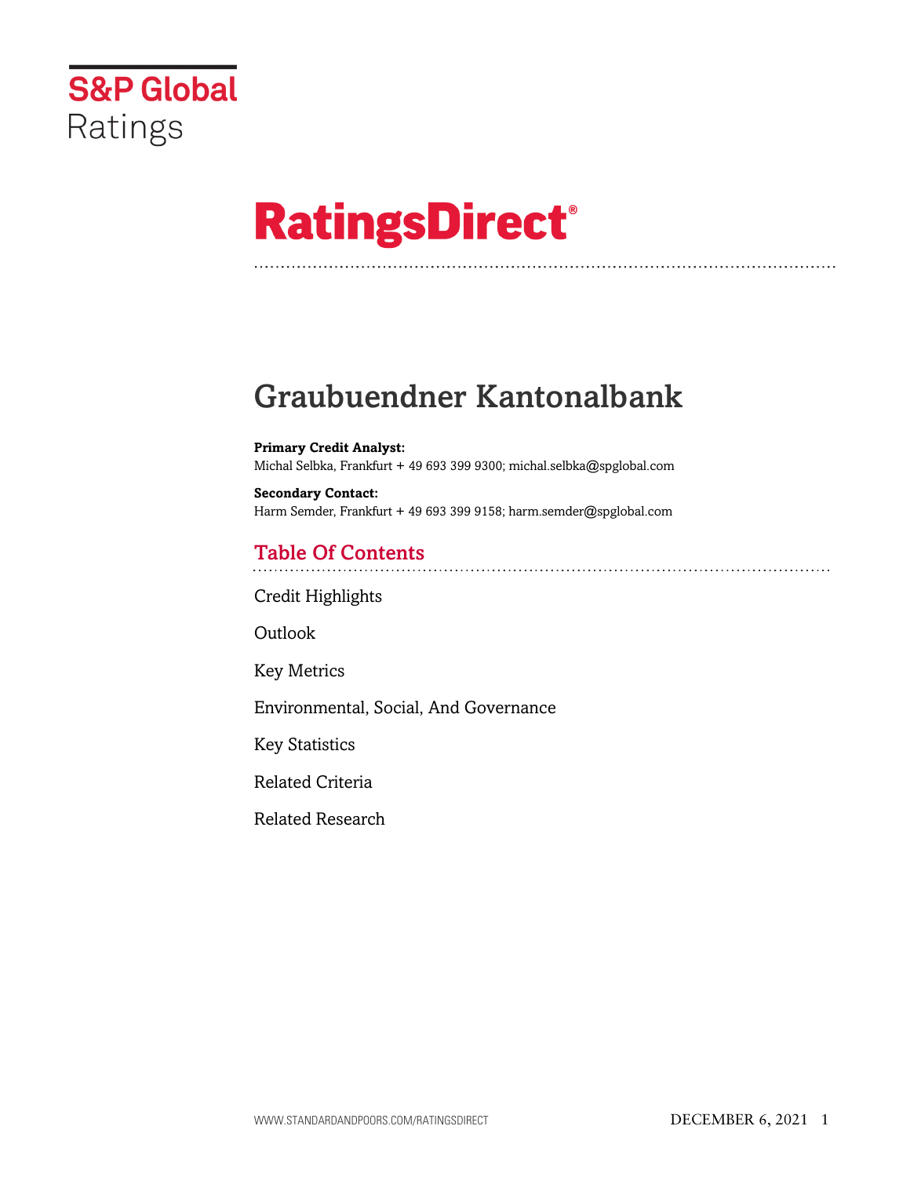S&P Global Ratings

# RatingsDirect®

# Graubuendner Kantonalbank

**Primary Credit Analyst:**
Michal Selbka, Frankfurt + 49 693 399 9300; michal.selbka@spglobal.com

**Secondary Contact:**
Harm Semder, Frankfurt + 49 693 399 9158; harm.semder@spglobal.com

## Table Of Contents

Credit Highlights

Outlook

Key Metrics

Environmental, Social, And Governance

Key Statistics

Related Criteria

Related Research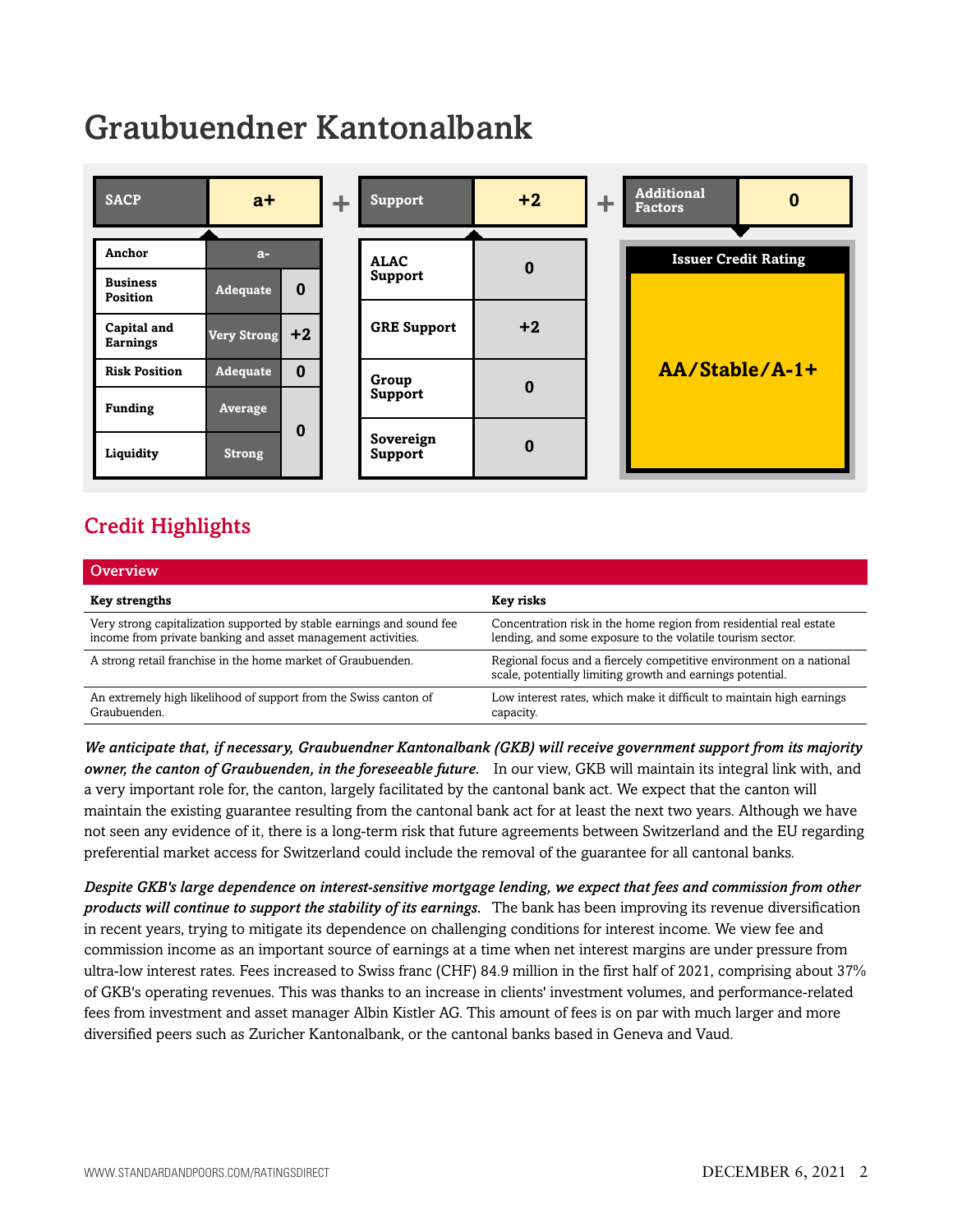# Graubuendner Kantonalbank

| SACP | a+ |
|---|---|
| Anchor | a- | |
| Business Position | Adequate | 0 |
| Capital and Earnings | Very Strong | +2 |
| Risk Position | Adequate | 0 |
| Funding | Average | 0 |
| Liquidity | Strong | |

+

| Support | +2 |
|---|---|
| ALAC Support | 0 |
| GRE Support | +2 |
| Group Support | 0 |
| Sovereign Support | 0 |

+

| Additional Factors | 0 |
|---|---|

**Issuer Credit Rating**

**AA/Stable/A-1+**

## Credit Highlights

| Overview | |
|---|---|
| **Key strengths** | **Key risks** |
| Very strong capitalization supported by stable earnings and sound fee income from private banking and asset management activities. | Concentration risk in the home region from residential real estate lending, and some exposure to the volatile tourism sector. |
| A strong retail franchise in the home market of Graubuenden. | Regional focus and a fiercely competitive environment on a national scale, potentially limiting growth and earnings potential. |
| An extremely high likelihood of support from the Swiss canton of Graubuenden. | Low interest rates, which make it difficult to maintain high earnings capacity. |

***We anticipate that, if necessary, Graubuendner Kantonalbank (GKB) will receive government support from its majority owner, the canton of Graubuenden, in the foreseeable future.*** In our view, GKB will maintain its integral link with, and a very important role for, the canton, largely facilitated by the cantonal bank act. We expect that the canton will maintain the existing guarantee resulting from the cantonal bank act for at least the next two years. Although we have not seen any evidence of it, there is a long-term risk that future agreements between Switzerland and the EU regarding preferential market access for Switzerland could include the removal of the guarantee for all cantonal banks.

***Despite GKB's large dependence on interest-sensitive mortgage lending, we expect that fees and commission from other products will continue to support the stability of its earnings.*** The bank has been improving its revenue diversification in recent years, trying to mitigate its dependence on challenging conditions for interest income. We view fee and commission income as an important source of earnings at a time when net interest margins are under pressure from ultra-low interest rates. Fees increased to Swiss franc (CHF) 84.9 million in the first half of 2021, comprising about 37% of GKB's operating revenues. This was thanks to an increase in clients' investment volumes, and performance-related fees from investment and asset manager Albin Kistler AG. This amount of fees is on par with much larger and more diversified peers such as Zuricher Kantonalbank, or the cantonal banks based in Geneva and Vaud.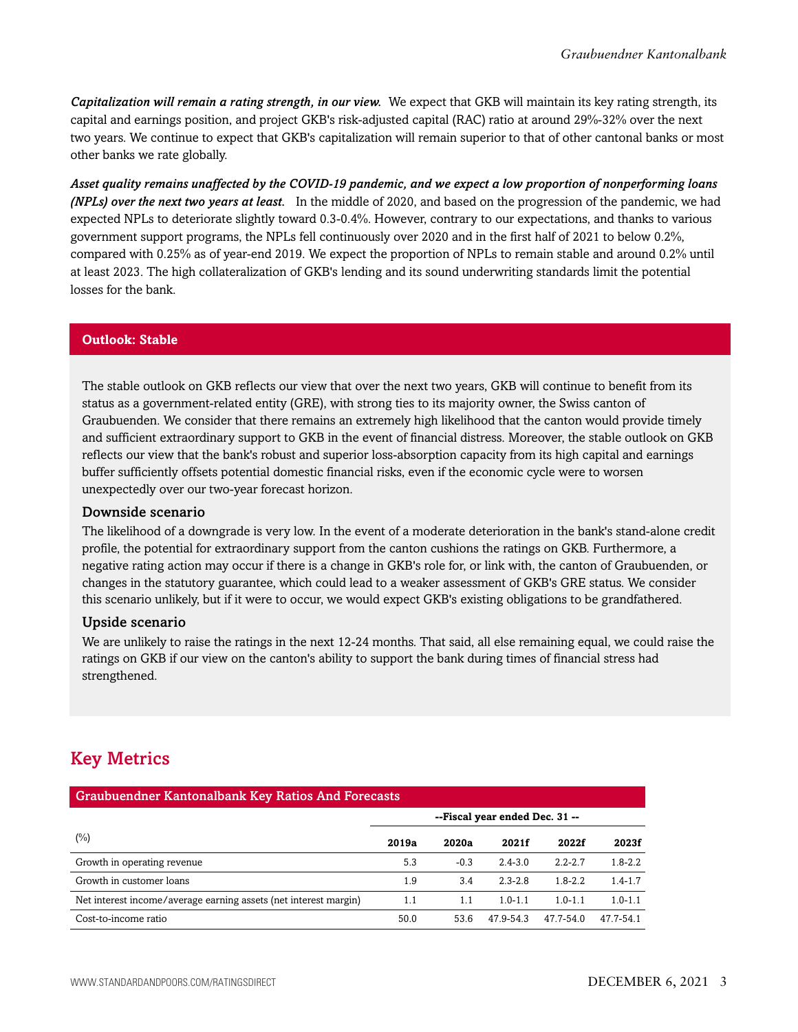***Capitalization will remain a rating strength, in our view.*** We expect that GKB will maintain its key rating strength, its capital and earnings position, and project GKB's risk-adjusted capital (RAC) ratio at around 29%-32% over the next two years. We continue to expect that GKB's capitalization will remain superior to that of other cantonal banks or most other banks we rate globally.

***Asset quality remains unaffected by the COVID-19 pandemic, and we expect a low proportion of nonperforming loans (NPLs) over the next two years at least.*** In the middle of 2020, and based on the progression of the pandemic, we had expected NPLs to deteriorate slightly toward 0.3-0.4%. However, contrary to our expectations, and thanks to various government support programs, the NPLs fell continuously over 2020 and in the first half of 2021 to below 0.2%, compared with 0.25% as of year-end 2019. We expect the proportion of NPLs to remain stable and around 0.2% until at least 2023. The high collateralization of GKB's lending and its sound underwriting standards limit the potential losses for the bank.

## Outlook: Stable

The stable outlook on GKB reflects our view that over the next two years, GKB will continue to benefit from its status as a government-related entity (GRE), with strong ties to its majority owner, the Swiss canton of Graubuenden. We consider that there remains an extremely high likelihood that the canton would provide timely and sufficient extraordinary support to GKB in the event of financial distress. Moreover, the stable outlook on GKB reflects our view that the bank's robust and superior loss-absorption capacity from its high capital and earnings buffer sufficiently offsets potential domestic financial risks, even if the economic cycle were to worsen unexpectedly over our two-year forecast horizon.

### Downside scenario

The likelihood of a downgrade is very low. In the event of a moderate deterioration in the bank's stand-alone credit profile, the potential for extraordinary support from the canton cushions the ratings on GKB. Furthermore, a negative rating action may occur if there is a change in GKB's role for, or link with, the canton of Graubuenden, or changes in the statutory guarantee, which could lead to a weaker assessment of GKB's GRE status. We consider this scenario unlikely, but if it were to occur, we would expect GKB's existing obligations to be grandfathered.

### Upside scenario

We are unlikely to raise the ratings in the next 12-24 months. That said, all else remaining equal, we could raise the ratings on GKB if our view on the canton's ability to support the bank during times of financial stress had strengthened.

## Key Metrics

**Graubuendner Kantonalbank Key Ratios And Forecasts**

| | --Fiscal year ended Dec. 31 -- | | | | |
|---|---|---|---|---|---|
| (%) | 2019a | 2020a | 2021f | 2022f | 2023f |
| Growth in operating revenue | 5.3 | -0.3 | 2.4-3.0 | 2.2-2.7 | 1.8-2.2 |
| Growth in customer loans | 1.9 | 3.4 | 2.3-2.8 | 1.8-2.2 | 1.4-1.7 |
| Net interest income/average earning assets (net interest margin) | 1.1 | 1.1 | 1.0-1.1 | 1.0-1.1 | 1.0-1.1 |
| Cost-to-income ratio | 50.0 | 53.6 | 47.9-54.3 | 47.7-54.0 | 47.7-54.1 |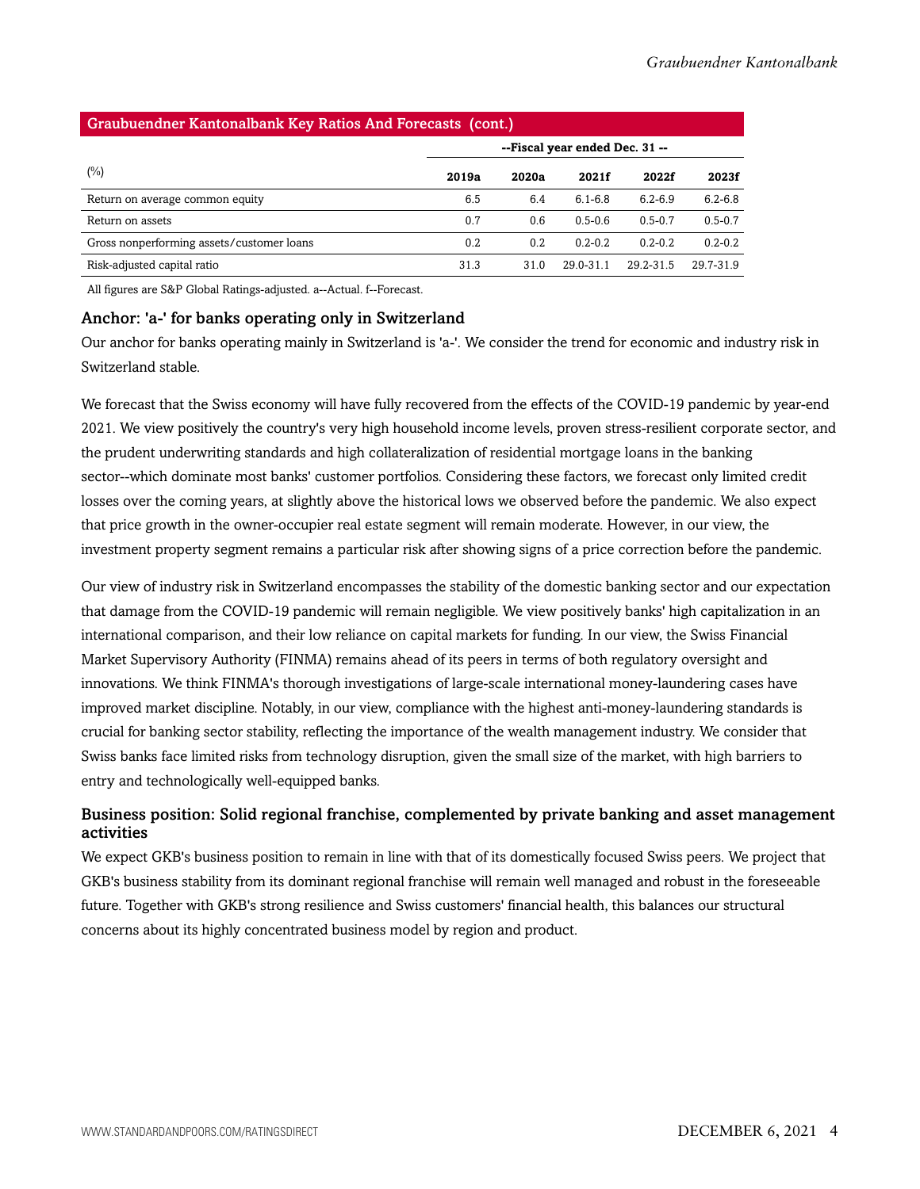**Graubuendner Kantonalbank Key Ratios And Forecasts (cont.)**

| (%) | --Fiscal year ended Dec. 31 -- | | | | |
|---|---|---|---|---|---|
| | **2019a** | **2020a** | **2021f** | **2022f** | **2023f** |
| Return on average common equity | 6.5 | 6.4 | 6.1-6.8 | 6.2-6.9 | 6.2-6.8 |
| Return on assets | 0.7 | 0.6 | 0.5-0.6 | 0.5-0.7 | 0.5-0.7 |
| Gross nonperforming assets/customer loans | 0.2 | 0.2 | 0.2-0.2 | 0.2-0.2 | 0.2-0.2 |
| Risk-adjusted capital ratio | 31.3 | 31.0 | 29.0-31.1 | 29.2-31.5 | 29.7-31.9 |

All figures are S&P Global Ratings-adjusted. a--Actual. f--Forecast.

### Anchor: 'a-' for banks operating only in Switzerland

Our anchor for banks operating mainly in Switzerland is 'a-'. We consider the trend for economic and industry risk in Switzerland stable.

We forecast that the Swiss economy will have fully recovered from the effects of the COVID-19 pandemic by year-end 2021. We view positively the country's very high household income levels, proven stress-resilient corporate sector, and the prudent underwriting standards and high collateralization of residential mortgage loans in the banking sector--which dominate most banks' customer portfolios. Considering these factors, we forecast only limited credit losses over the coming years, at slightly above the historical lows we observed before the pandemic. We also expect that price growth in the owner-occupier real estate segment will remain moderate. However, in our view, the investment property segment remains a particular risk after showing signs of a price correction before the pandemic.

Our view of industry risk in Switzerland encompasses the stability of the domestic banking sector and our expectation that damage from the COVID-19 pandemic will remain negligible. We view positively banks' high capitalization in an international comparison, and their low reliance on capital markets for funding. In our view, the Swiss Financial Market Supervisory Authority (FINMA) remains ahead of its peers in terms of both regulatory oversight and innovations. We think FINMA's thorough investigations of large-scale international money-laundering cases have improved market discipline. Notably, in our view, compliance with the highest anti-money-laundering standards is crucial for banking sector stability, reflecting the importance of the wealth management industry. We consider that Swiss banks face limited risks from technology disruption, given the small size of the market, with high barriers to entry and technologically well-equipped banks.

### Business position: Solid regional franchise, complemented by private banking and asset management activities

We expect GKB's business position to remain in line with that of its domestically focused Swiss peers. We project that GKB's business stability from its dominant regional franchise will remain well managed and robust in the foreseeable future. Together with GKB's strong resilience and Swiss customers' financial health, this balances our structural concerns about its highly concentrated business model by region and product.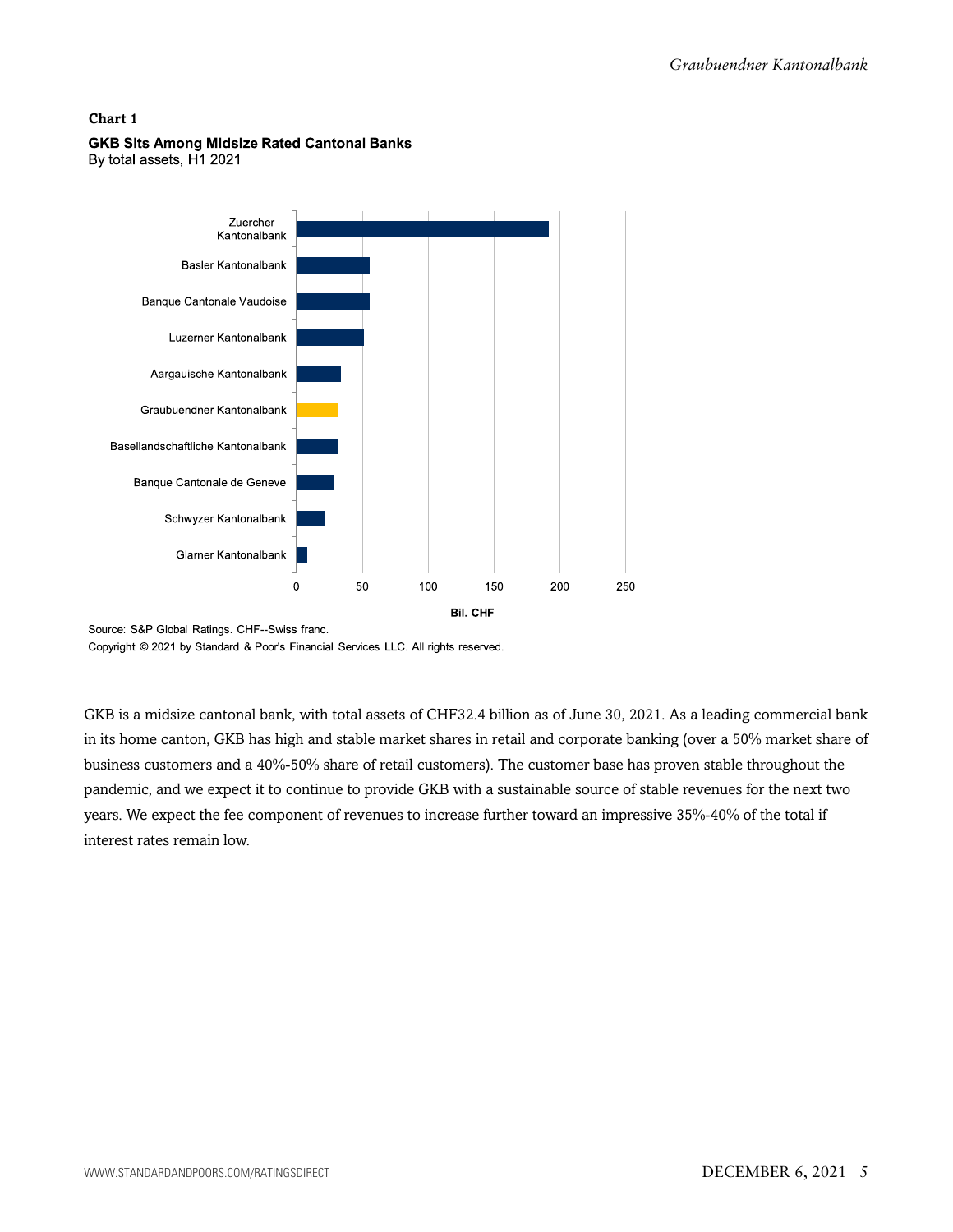**Chart 1**

**GKB Sits Among Midsize Rated Cantonal Banks**

By total assets, H1 2021

Source: S&P Global Ratings. CHF--Swiss franc.

Copyright © 2021 by Standard & Poor's Financial Services LLC. All rights reserved.

GKB is a midsize cantonal bank, with total assets of CHF32.4 billion as of June 30, 2021. As a leading commercial bank in its home canton, GKB has high and stable market shares in retail and corporate banking (over a 50% market share of business customers and a 40%-50% share of retail customers). The customer base has proven stable throughout the pandemic, and we expect it to continue to provide GKB with a sustainable source of stable revenues for the next two years. We expect the fee component of revenues to increase further toward an impressive 35%-40% of the total if interest rates remain low.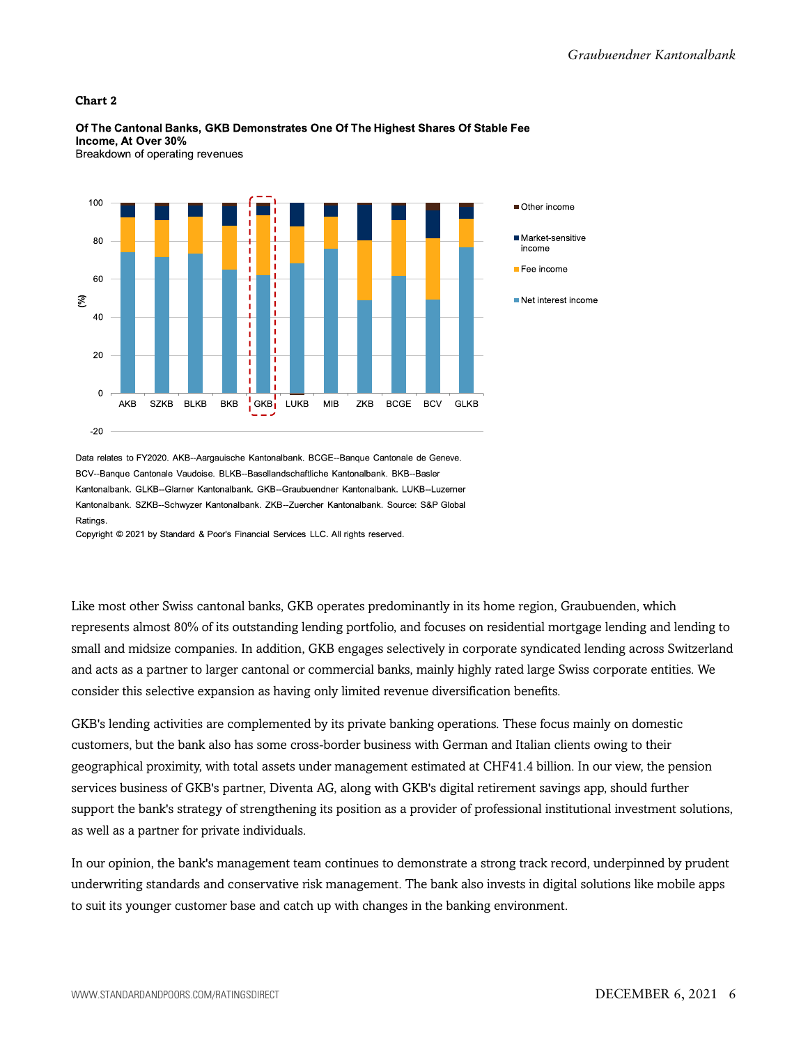**Chart 2**

**Of The Cantonal Banks, GKB Demonstrates One Of The Highest Shares Of Stable Fee Income, At Over 30%**

Breakdown of operating revenues

Data relates to FY2020. AKB--Aargauische Kantonalbank. BCGE--Banque Cantonale de Geneve. BCV--Banque Cantonale Vaudoise. BLKB--Basellandschaftliche Kantonalbank. BKB--Basler Kantonalbank. GLKB--Glarner Kantonalbank. GKB--Graubuendner Kantonalbank. LUKB--Luzerner Kantonalbank. SZKB--Schwyzer Kantonalbank. ZKB--Zuercher Kantonalbank. Source: S&P Global Ratings.

Copyright © 2021 by Standard & Poor's Financial Services LLC. All rights reserved.

Like most other Swiss cantonal banks, GKB operates predominantly in its home region, Graubuenden, which represents almost 80% of its outstanding lending portfolio, and focuses on residential mortgage lending and lending to small and midsize companies. In addition, GKB engages selectively in corporate syndicated lending across Switzerland and acts as a partner to larger cantonal or commercial banks, mainly highly rated large Swiss corporate entities. We consider this selective expansion as having only limited revenue diversification benefits.

GKB's lending activities are complemented by its private banking operations. These focus mainly on domestic customers, but the bank also has some cross-border business with German and Italian clients owing to their geographical proximity, with total assets under management estimated at CHF41.4 billion. In our view, the pension services business of GKB's partner, Diventa AG, along with GKB's digital retirement savings app, should further support the bank's strategy of strengthening its position as a provider of professional institutional investment solutions, as well as a partner for private individuals.

In our opinion, the bank's management team continues to demonstrate a strong track record, underpinned by prudent underwriting standards and conservative risk management. The bank also invests in digital solutions like mobile apps to suit its younger customer base and catch up with changes in the banking environment.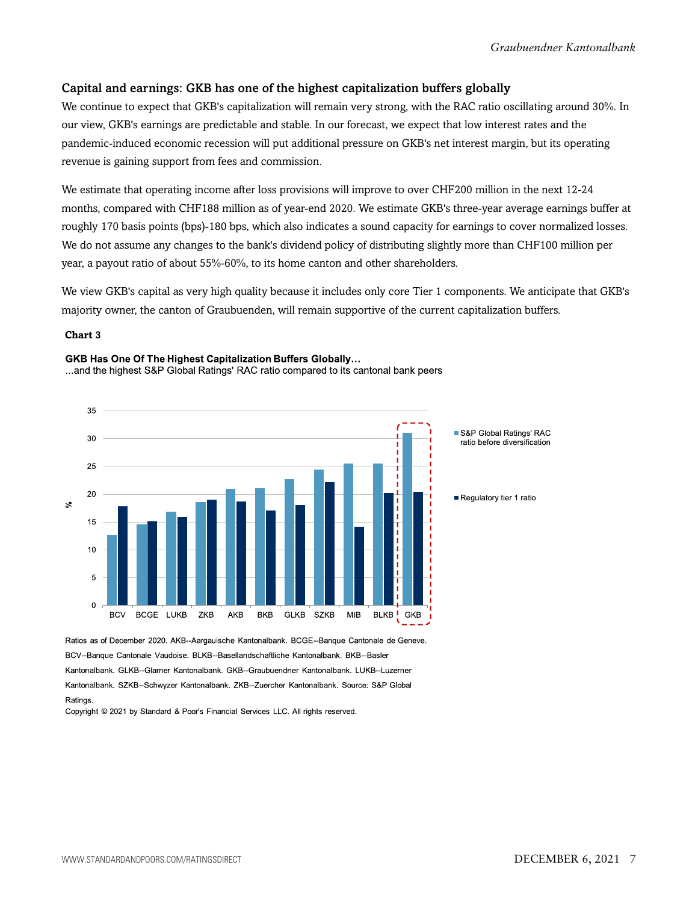## Capital and earnings: GKB has one of the highest capitalization buffers globally

We continue to expect that GKB's capitalization will remain very strong, with the RAC ratio oscillating around 30%. In our view, GKB's earnings are predictable and stable. In our forecast, we expect that low interest rates and the pandemic-induced economic recession will put additional pressure on GKB's net interest margin, but its operating revenue is gaining support from fees and commission.

We estimate that operating income after loss provisions will improve to over CHF200 million in the next 12-24 months, compared with CHF188 million as of year-end 2020. We estimate GKB's three-year average earnings buffer at roughly 170 basis points (bps)-180 bps, which also indicates a sound capacity for earnings to cover normalized losses. We do not assume any changes to the bank's dividend policy of distributing slightly more than CHF100 million per year, a payout ratio of about 55%-60%, to its home canton and other shareholders.

We view GKB's capital as very high quality because it includes only core Tier 1 components. We anticipate that GKB's majority owner, the canton of Graubuenden, will remain supportive of the current capitalization buffers.

**Chart 3**

**GKB Has One Of The Highest Capitalization Buffers Globally...**
...and the highest S&P Global Ratings' RAC ratio compared to its cantonal bank peers

Ratios as of December 2020. AKB--Aargauische Kantonalbank. BCGE--Banque Cantonale de Geneve. BCV--Banque Cantonale Vaudoise. BLKB--Basellandschaftliche Kantonalbank. BKB--Basler Kantonalbank. GLKB--Glarner Kantonalbank. GKB--Graubuendner Kantonalbank. LUKB--Luzerner Kantonalbank. SZKB--Schwyzer Kantonalbank. ZKB--Zuercher Kantonalbank. Source: S&P Global Ratings.

Copyright © 2021 by Standard & Poor's Financial Services LLC. All rights reserved.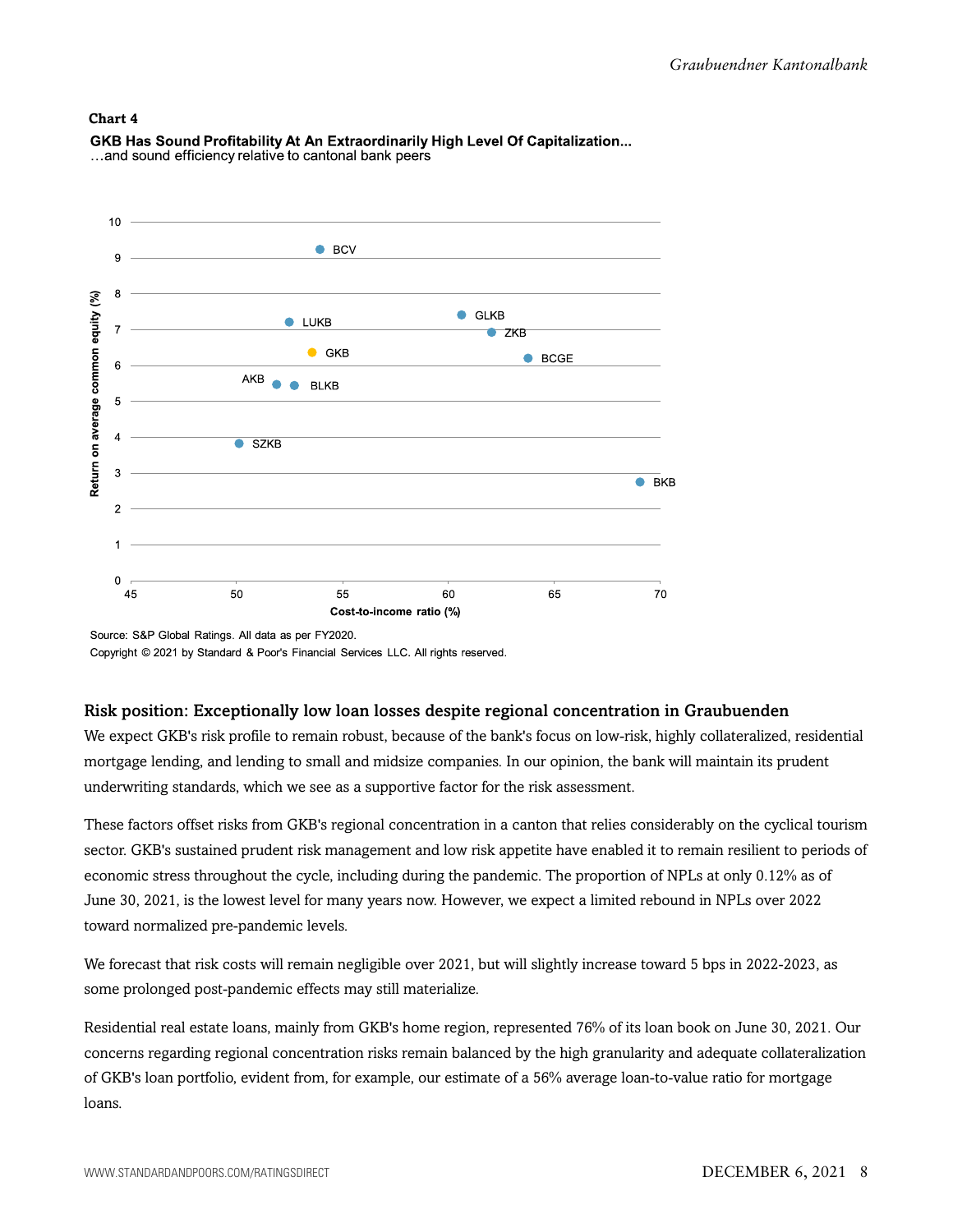**Chart 4**

**GKB Has Sound Profitability At An Extraordinarily High Level Of Capitalization...**
...and sound efficiency relative to cantonal bank peers

Source: S&P Global Ratings. All data as per FY2020.
Copyright © 2021 by Standard & Poor's Financial Services LLC. All rights reserved.

## Risk position: Exceptionally low loan losses despite regional concentration in Graubuenden

We expect GKB's risk profile to remain robust, because of the bank's focus on low-risk, highly collateralized, residential mortgage lending, and lending to small and midsize companies. In our opinion, the bank will maintain its prudent underwriting standards, which we see as a supportive factor for the risk assessment.

These factors offset risks from GKB's regional concentration in a canton that relies considerably on the cyclical tourism sector. GKB's sustained prudent risk management and low risk appetite have enabled it to remain resilient to periods of economic stress throughout the cycle, including during the pandemic. The proportion of NPLs at only 0.12% as of June 30, 2021, is the lowest level for many years now. However, we expect a limited rebound in NPLs over 2022 toward normalized pre-pandemic levels.

We forecast that risk costs will remain negligible over 2021, but will slightly increase toward 5 bps in 2022-2023, as some prolonged post-pandemic effects may still materialize.

Residential real estate loans, mainly from GKB's home region, represented 76% of its loan book on June 30, 2021. Our concerns regarding regional concentration risks remain balanced by the high granularity and adequate collateralization of GKB's loan portfolio, evident from, for example, our estimate of a 56% average loan-to-value ratio for mortgage loans.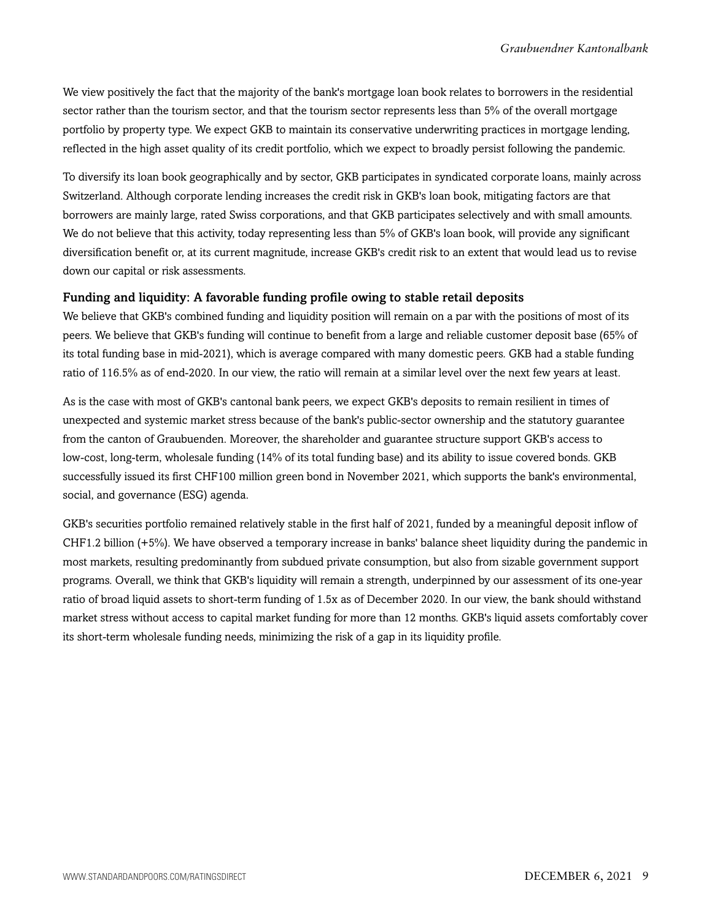We view positively the fact that the majority of the bank's mortgage loan book relates to borrowers in the residential sector rather than the tourism sector, and that the tourism sector represents less than 5% of the overall mortgage portfolio by property type. We expect GKB to maintain its conservative underwriting practices in mortgage lending, reflected in the high asset quality of its credit portfolio, which we expect to broadly persist following the pandemic.

To diversify its loan book geographically and by sector, GKB participates in syndicated corporate loans, mainly across Switzerland. Although corporate lending increases the credit risk in GKB's loan book, mitigating factors are that borrowers are mainly large, rated Swiss corporations, and that GKB participates selectively and with small amounts. We do not believe that this activity, today representing less than 5% of GKB's loan book, will provide any significant diversification benefit or, at its current magnitude, increase GKB's credit risk to an extent that would lead us to revise down our capital or risk assessments.

### Funding and liquidity: A favorable funding profile owing to stable retail deposits

We believe that GKB's combined funding and liquidity position will remain on a par with the positions of most of its peers. We believe that GKB's funding will continue to benefit from a large and reliable customer deposit base (65% of its total funding base in mid-2021), which is average compared with many domestic peers. GKB had a stable funding ratio of 116.5% as of end-2020. In our view, the ratio will remain at a similar level over the next few years at least.

As is the case with most of GKB's cantonal bank peers, we expect GKB's deposits to remain resilient in times of unexpected and systemic market stress because of the bank's public-sector ownership and the statutory guarantee from the canton of Graubuenden. Moreover, the shareholder and guarantee structure support GKB's access to low-cost, long-term, wholesale funding (14% of its total funding base) and its ability to issue covered bonds. GKB successfully issued its first CHF100 million green bond in November 2021, which supports the bank's environmental, social, and governance (ESG) agenda.

GKB's securities portfolio remained relatively stable in the first half of 2021, funded by a meaningful deposit inflow of CHF1.2 billion (+5%). We have observed a temporary increase in banks' balance sheet liquidity during the pandemic in most markets, resulting predominantly from subdued private consumption, but also from sizable government support programs. Overall, we think that GKB's liquidity will remain a strength, underpinned by our assessment of its one-year ratio of broad liquid assets to short-term funding of 1.5x as of December 2020. In our view, the bank should withstand market stress without access to capital market funding for more than 12 months. GKB's liquid assets comfortably cover its short-term wholesale funding needs, minimizing the risk of a gap in its liquidity profile.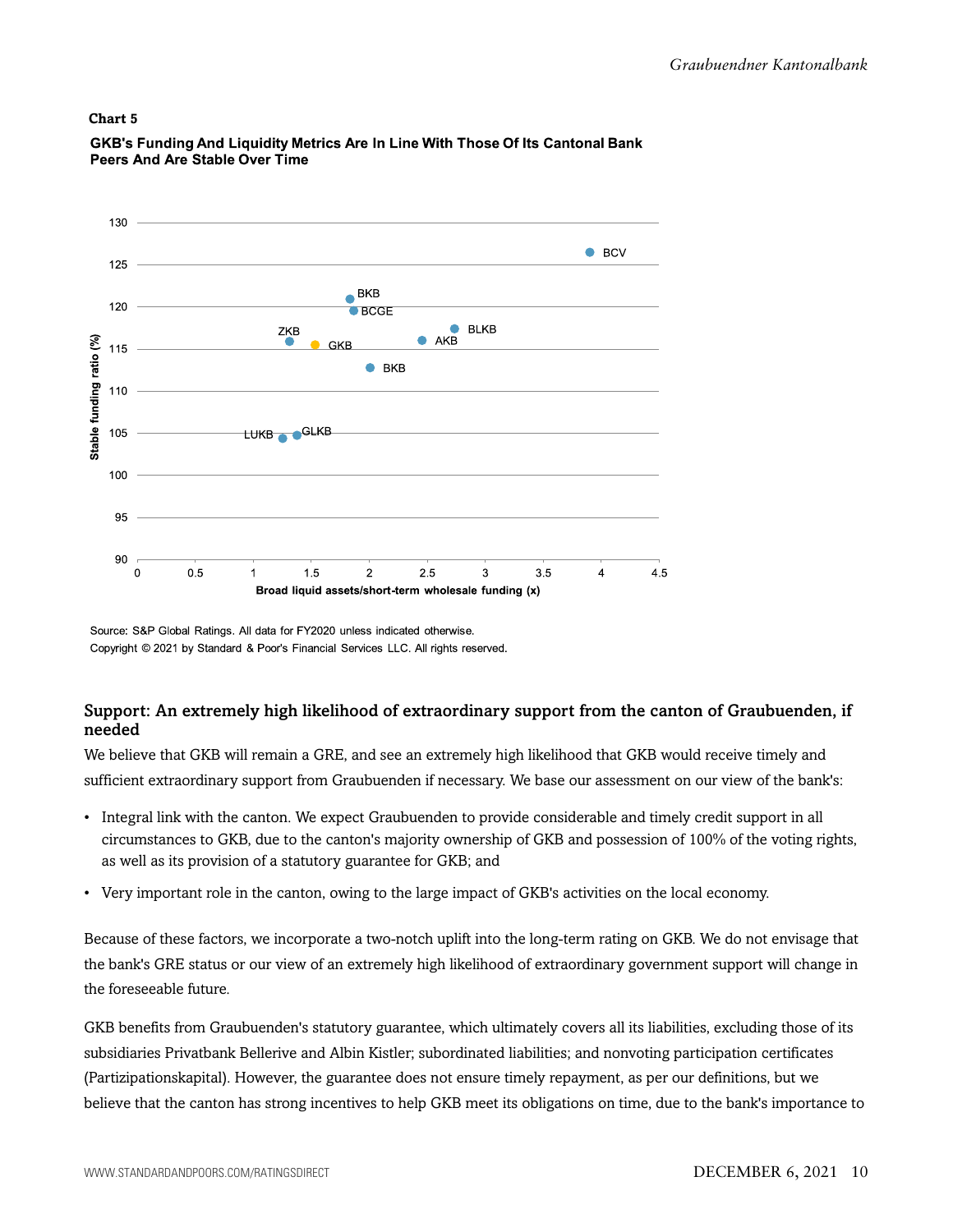**Chart 5**

**GKB's Funding And Liquidity Metrics Are In Line With Those Of Its Cantonal Bank Peers And Are Stable Over Time**

Source: S&P Global Ratings. All data for FY2020 unless indicated otherwise.

Copyright © 2021 by Standard & Poor's Financial Services LLC. All rights reserved.

### Support: An extremely high likelihood of extraordinary support from the canton of Graubuenden, if needed

We believe that GKB will remain a GRE, and see an extremely high likelihood that GKB would receive timely and sufficient extraordinary support from Graubuenden if necessary. We base our assessment on our view of the bank's:

- Integral link with the canton. We expect Graubuenden to provide considerable and timely credit support in all circumstances to GKB, due to the canton's majority ownership of GKB and possession of 100% of the voting rights, as well as its provision of a statutory guarantee for GKB; and
- Very important role in the canton, owing to the large impact of GKB's activities on the local economy.

Because of these factors, we incorporate a two-notch uplift into the long-term rating on GKB. We do not envisage that the bank's GRE status or our view of an extremely high likelihood of extraordinary government support will change in the foreseeable future.

GKB benefits from Graubuenden's statutory guarantee, which ultimately covers all its liabilities, excluding those of its subsidiaries Privatbank Bellerive and Albin Kistler; subordinated liabilities; and nonvoting participation certificates (Partizipationskapital). However, the guarantee does not ensure timely repayment, as per our definitions, but we believe that the canton has strong incentives to help GKB meet its obligations on time, due to the bank's importance to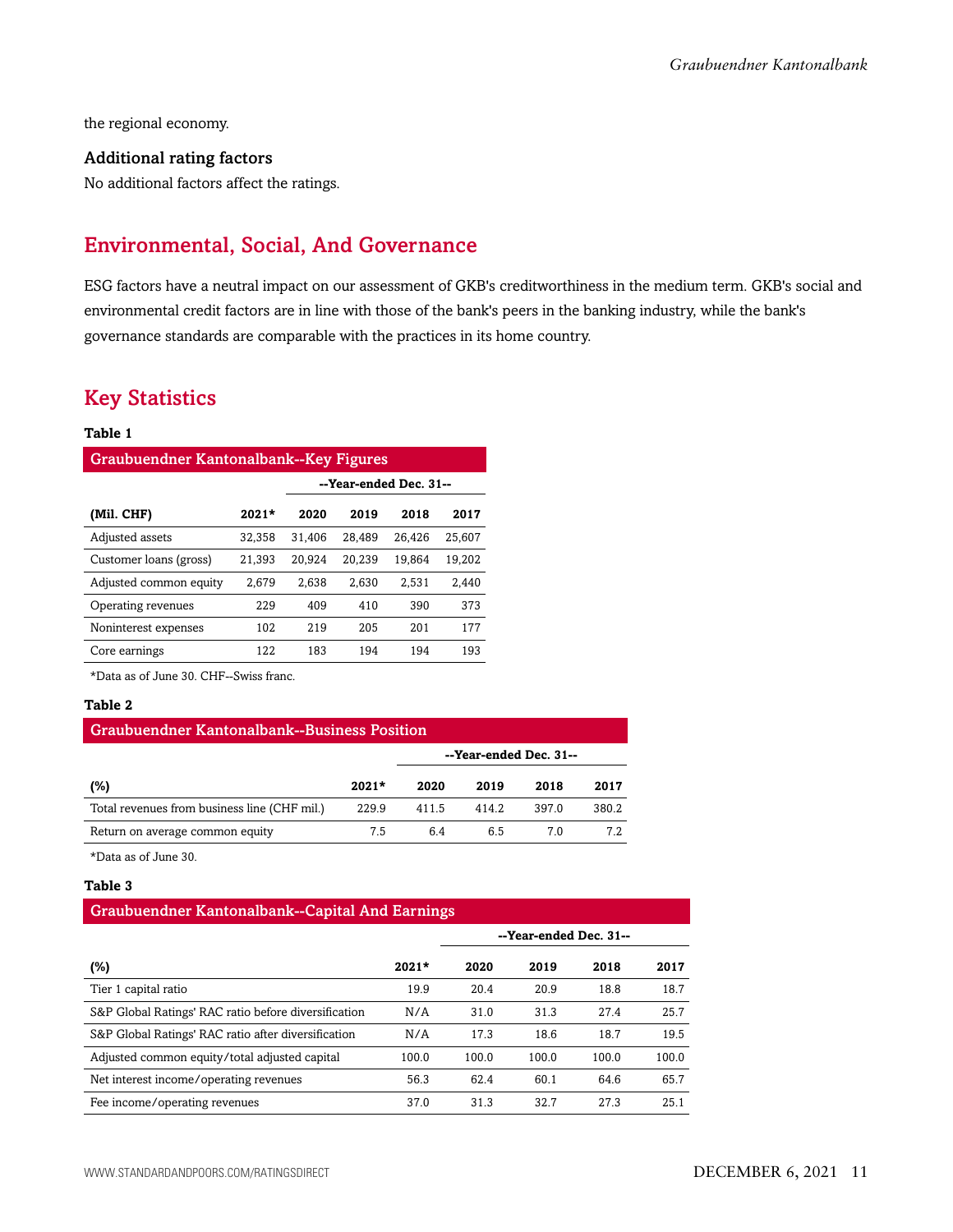the regional economy.

### Additional rating factors

No additional factors affect the ratings.

## Environmental, Social, And Governance

ESG factors have a neutral impact on our assessment of GKB's creditworthiness in the medium term. GKB's social and environmental credit factors are in line with those of the bank's peers in the banking industry, while the bank's governance standards are comparable with the practices in its home country.

## Key Statistics

**Table 1**

| Graubuendner Kantonalbank--Key Figures | | | | | |
|---|---|---|---|---|---|
| | | --Year-ended Dec. 31-- | | | |
| **(Mil. CHF)** | **2021*** | **2020** | **2019** | **2018** | **2017** |
| Adjusted assets | 32,358 | 31,406 | 28,489 | 26,426 | 25,607 |
| Customer loans (gross) | 21,393 | 20,924 | 20,239 | 19,864 | 19,202 |
| Adjusted common equity | 2,679 | 2,638 | 2,630 | 2,531 | 2,440 |
| Operating revenues | 229 | 409 | 410 | 390 | 373 |
| Noninterest expenses | 102 | 219 | 205 | 201 | 177 |
| Core earnings | 122 | 183 | 194 | 194 | 193 |

*Data as of June 30. CHF--Swiss franc.

**Table 2**

| Graubuendner Kantonalbank--Business Position | | | | | |
|---|---|---|---|---|---|
| | | --Year-ended Dec. 31-- | | | |
| **(%)** | **2021*** | **2020** | **2019** | **2018** | **2017** |
| Total revenues from business line (CHF mil.) | 229.9 | 411.5 | 414.2 | 397.0 | 380.2 |
| Return on average common equity | 7.5 | 6.4 | 6.5 | 7.0 | 7.2 |

*Data as of June 30.

**Table 3**

| Graubuendner Kantonalbank--Capital And Earnings | | | | | |
|---|---|---|---|---|---|
| | | --Year-ended Dec. 31-- | | | |
| **(%)** | **2021*** | **2020** | **2019** | **2018** | **2017** |
| Tier 1 capital ratio | 19.9 | 20.4 | 20.9 | 18.8 | 18.7 |
| S&P Global Ratings' RAC ratio before diversification | N/A | 31.0 | 31.3 | 27.4 | 25.7 |
| S&P Global Ratings' RAC ratio after diversification | N/A | 17.3 | 18.6 | 18.7 | 19.5 |
| Adjusted common equity/total adjusted capital | 100.0 | 100.0 | 100.0 | 100.0 | 100.0 |
| Net interest income/operating revenues | 56.3 | 62.4 | 60.1 | 64.6 | 65.7 |
| Fee income/operating revenues | 37.0 | 31.3 | 32.7 | 27.3 | 25.1 |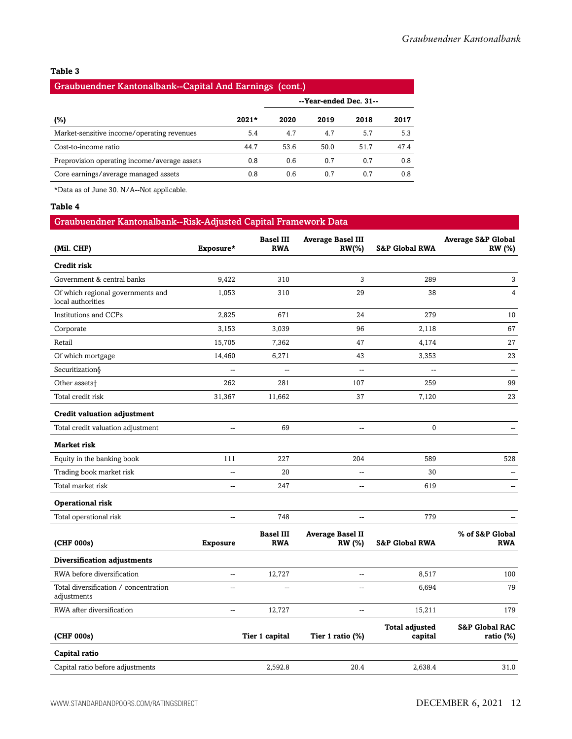**Table 3**

| Graubuendner Kantonalbank--Capital And Earnings (cont.) | | | | | |
|---|---|---|---|---|---|
| | | --Year-ended Dec. 31-- | | | |
| (%) | 2021* | 2020 | 2019 | 2018 | 2017 |
| Market-sensitive income/operating revenues | 5.4 | 4.7 | 4.7 | 5.7 | 5.3 |
| Cost-to-income ratio | 44.7 | 53.6 | 50.0 | 51.7 | 47.4 |
| Preprovision operating income/average assets | 0.8 | 0.6 | 0.7 | 0.7 | 0.8 |
| Core earnings/average managed assets | 0.8 | 0.6 | 0.7 | 0.7 | 0.8 |

*Data as of June 30. N/A--Not applicable.

**Table 4**

| Graubuendner Kantonalbank--Risk-Adjusted Capital Framework Data | | | | | |
|---|---|---|---|---|---|
| (Mil. CHF) | Exposure* | Basel III RWA | Average Basel III RW(%) | S&P Global RWA | Average S&P Global RW (%) |
| **Credit risk** | | | | | |
| Government & central banks | 9,422 | 310 | 3 | 289 | 3 |
| Of which regional governments and local authorities | 1,053 | 310 | 29 | 38 | 4 |
| Institutions and CCPs | 2,825 | 671 | 24 | 279 | 10 |
| Corporate | 3,153 | 3,039 | 96 | 2,118 | 67 |
| Retail | 15,705 | 7,362 | 47 | 4,174 | 27 |
| Of which mortgage | 14,460 | 6,271 | 43 | 3,353 | 23 |
| Securitization§ | -- | -- | -- | -- | -- |
| Other assets† | 262 | 281 | 107 | 259 | 99 |
| Total credit risk | 31,367 | 11,662 | 37 | 7,120 | 23 |
| **Credit valuation adjustment** | | | | | |
| Total credit valuation adjustment | -- | 69 | -- | 0 | -- |
| **Market risk** | | | | | |
| Equity in the banking book | 111 | 227 | 204 | 589 | 528 |
| Trading book market risk | -- | 20 | -- | 30 | -- |
| Total market risk | -- | 247 | -- | 619 | -- |
| **Operational risk** | | | | | |
| Total operational risk | -- | 748 | -- | 779 | -- |
| (CHF 000s) | Exposure | Basel III RWA | Average Basel II RW (%) | S&P Global RWA | % of S&P Global RWA |
| **Diversification adjustments** | | | | | |
| RWA before diversification | -- | 12,727 | -- | 8,517 | 100 |
| Total diversification / concentration adjustments | -- | -- | -- | 6,694 | 79 |
| RWA after diversification | -- | 12,727 | -- | 15,211 | 179 |
| (CHF 000s) | | Tier 1 capital | Tier 1 ratio (%) | Total adjusted capital | S&P Global RAC ratio (%) |
| **Capital ratio** | | | | | |
| Capital ratio before adjustments | | 2,592.8 | 20.4 | 2,638.4 | 31.0 |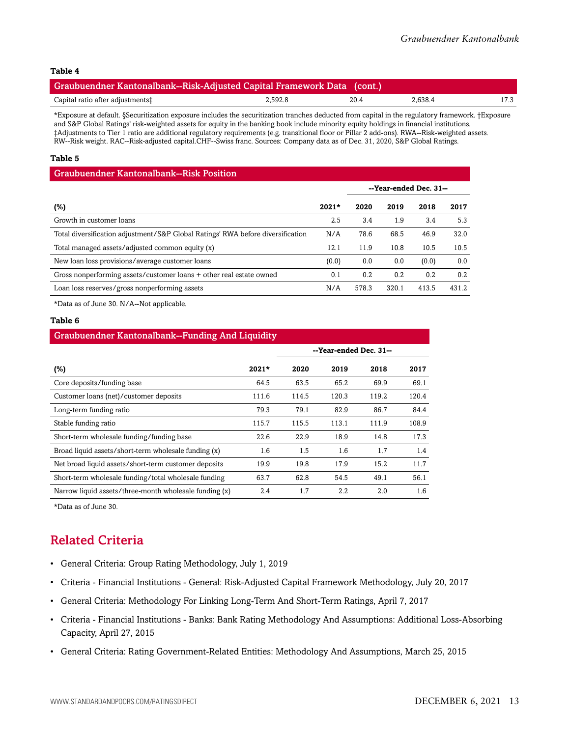**Table 4**

| Graubuendner Kantonalbank--Risk-Adjusted Capital Framework Data (cont.) | | | | |
|---|---|---|---|---|
| Capital ratio after adjustments‡ | 2,592.8 | 20.4 | 2,638.4 | 17.3 |

*Exposure at default. §Securitization exposure includes the securitization tranches deducted from capital in the regulatory framework. †Exposure and S&P Global Ratings' risk-weighted assets for equity in the banking book include minority equity holdings in financial institutions. ‡Adjustments to Tier 1 ratio are additional regulatory requirements (e.g. transitional floor or Pillar 2 add-ons). RWA--Risk-weighted assets. RW--Risk weight. RAC--Risk-adjusted capital.CHF--Swiss franc. Sources: Company data as of Dec. 31, 2020, S&P Global Ratings.

**Table 5**

| Graubuendner Kantonalbank--Risk Position | | | | | |
|---|---|---|---|---|---|
| | | --Year-ended Dec. 31-- | | | |
| (%) | 2021* | 2020 | 2019 | 2018 | 2017 |
| Growth in customer loans | 2.5 | 3.4 | 1.9 | 3.4 | 5.3 |
| Total diversification adjustment/S&P Global Ratings' RWA before diversification | N/A | 78.6 | 68.5 | 46.9 | 32.0 |
| Total managed assets/adjusted common equity (x) | 12.1 | 11.9 | 10.8 | 10.5 | 10.5 |
| New loan loss provisions/average customer loans | (0.0) | 0.0 | 0.0 | (0.0) | 0.0 |
| Gross nonperforming assets/customer loans + other real estate owned | 0.1 | 0.2 | 0.2 | 0.2 | 0.2 |
| Loan loss reserves/gross nonperforming assets | N/A | 578.3 | 320.1 | 413.5 | 431.2 |

*Data as of June 30. N/A--Not applicable.

**Table 6**

| Graubuendner Kantonalbank--Funding And Liquidity | | | | | |
|---|---|---|---|---|---|
| | | --Year-ended Dec. 31-- | | | |
| (%) | 2021* | 2020 | 2019 | 2018 | 2017 |
| Core deposits/funding base | 64.5 | 63.5 | 65.2 | 69.9 | 69.1 |
| Customer loans (net)/customer deposits | 111.6 | 114.5 | 120.3 | 119.2 | 120.4 |
| Long-term funding ratio | 79.3 | 79.1 | 82.9 | 86.7 | 84.4 |
| Stable funding ratio | 115.7 | 115.5 | 113.1 | 111.9 | 108.9 |
| Short-term wholesale funding/funding base | 22.6 | 22.9 | 18.9 | 14.8 | 17.3 |
| Broad liquid assets/short-term wholesale funding (x) | 1.6 | 1.5 | 1.6 | 1.7 | 1.4 |
| Net broad liquid assets/short-term customer deposits | 19.9 | 19.8 | 17.9 | 15.2 | 11.7 |
| Short-term wholesale funding/total wholesale funding | 63.7 | 62.8 | 54.5 | 49.1 | 56.1 |
| Narrow liquid assets/three-month wholesale funding (x) | 2.4 | 1.7 | 2.2 | 2.0 | 1.6 |

*Data as of June 30.

## Related Criteria

- General Criteria: Group Rating Methodology, July 1, 2019
- Criteria - Financial Institutions - General: Risk-Adjusted Capital Framework Methodology, July 20, 2017
- General Criteria: Methodology For Linking Long-Term And Short-Term Ratings, April 7, 2017
- Criteria - Financial Institutions - Banks: Bank Rating Methodology And Assumptions: Additional Loss-Absorbing Capacity, April 27, 2015
- General Criteria: Rating Government-Related Entities: Methodology And Assumptions, March 25, 2015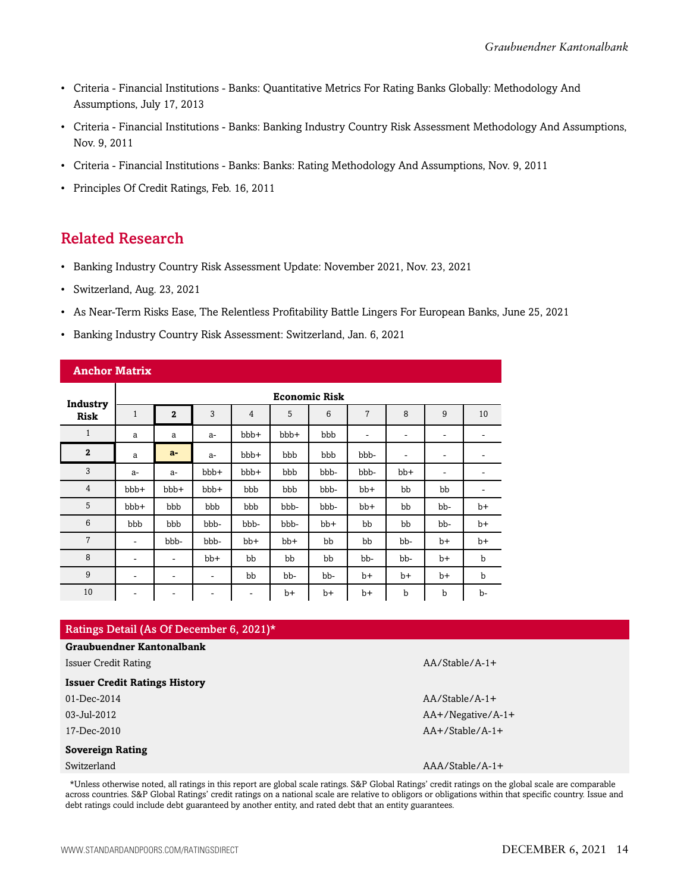- Criteria - Financial Institutions - Banks: Quantitative Metrics For Rating Banks Globally: Methodology And Assumptions, July 17, 2013
- Criteria - Financial Institutions - Banks: Banking Industry Country Risk Assessment Methodology And Assumptions, Nov. 9, 2011
- Criteria - Financial Institutions - Banks: Banks: Rating Methodology And Assumptions, Nov. 9, 2011
- Principles Of Credit Ratings, Feb. 16, 2011

## Related Research

- Banking Industry Country Risk Assessment Update: November 2021, Nov. 23, 2021
- Switzerland, Aug. 23, 2021
- As Near-Term Risks Ease, The Relentless Profitability Battle Lingers For European Banks, June 25, 2021
- Banking Industry Country Risk Assessment: Switzerland, Jan. 6, 2021

**Anchor Matrix**

| Industry Risk | Economic Risk | | | | | | | | | |
|---|---|---|---|---|---|---|---|---|---|---|
| | 1 | **2** | 3 | 4 | 5 | 6 | 7 | 8 | 9 | 10 |
| 1 | a | a | a- | bbb+ | bbb+ | bbb | - | - | - | - |
| **2** | a | **a-** | a- | bbb+ | bbb | bbb | bbb- | - | - | - |
| 3 | a- | a- | bbb+ | bbb+ | bbb | bbb- | bbb- | bb+ | - | - |
| 4 | bbb+ | bbb+ | bbb+ | bbb | bbb | bbb- | bb+ | bb | bb | - |
| 5 | bbb+ | bbb | bbb | bbb | bbb- | bbb- | bb+ | bb | bb- | b+ |
| 6 | bbb | bbb | bbb- | bbb- | bbb- | bb+ | bb | bb | bb- | b+ |
| 7 | - | bbb- | bbb- | bb+ | bb+ | bb | bb | bb- | b+ | b+ |
| 8 | - | - | bb+ | bb | bb | bb | bb- | bb- | b+ | b |
| 9 | - | - | - | bb | bb- | bb- | b+ | b+ | b+ | b |
| 10 | - | - | - | - | b+ | b+ | b+ | b | b | b- |

**Ratings Detail (As Of December 6, 2021)***

| | |
|---|---|
| **Graubuendner Kantonalbank** | |
| Issuer Credit Rating | AA/Stable/A-1+ |
| **Issuer Credit Ratings History** | |
| 01-Dec-2014 | AA/Stable/A-1+ |
| 03-Jul-2012 | AA+/Negative/A-1+ |
| 17-Dec-2010 | AA+/Stable/A-1+ |
| **Sovereign Rating** | |
| Switzerland | AAA/Stable/A-1+ |

*Unless otherwise noted, all ratings in this report are global scale ratings. S&P Global Ratings' credit ratings on the global scale are comparable across countries. S&P Global Ratings' credit ratings on a national scale are relative to obligors or obligations within that specific country. Issue and debt ratings could include debt guaranteed by another entity, and rated debt that an entity guarantees.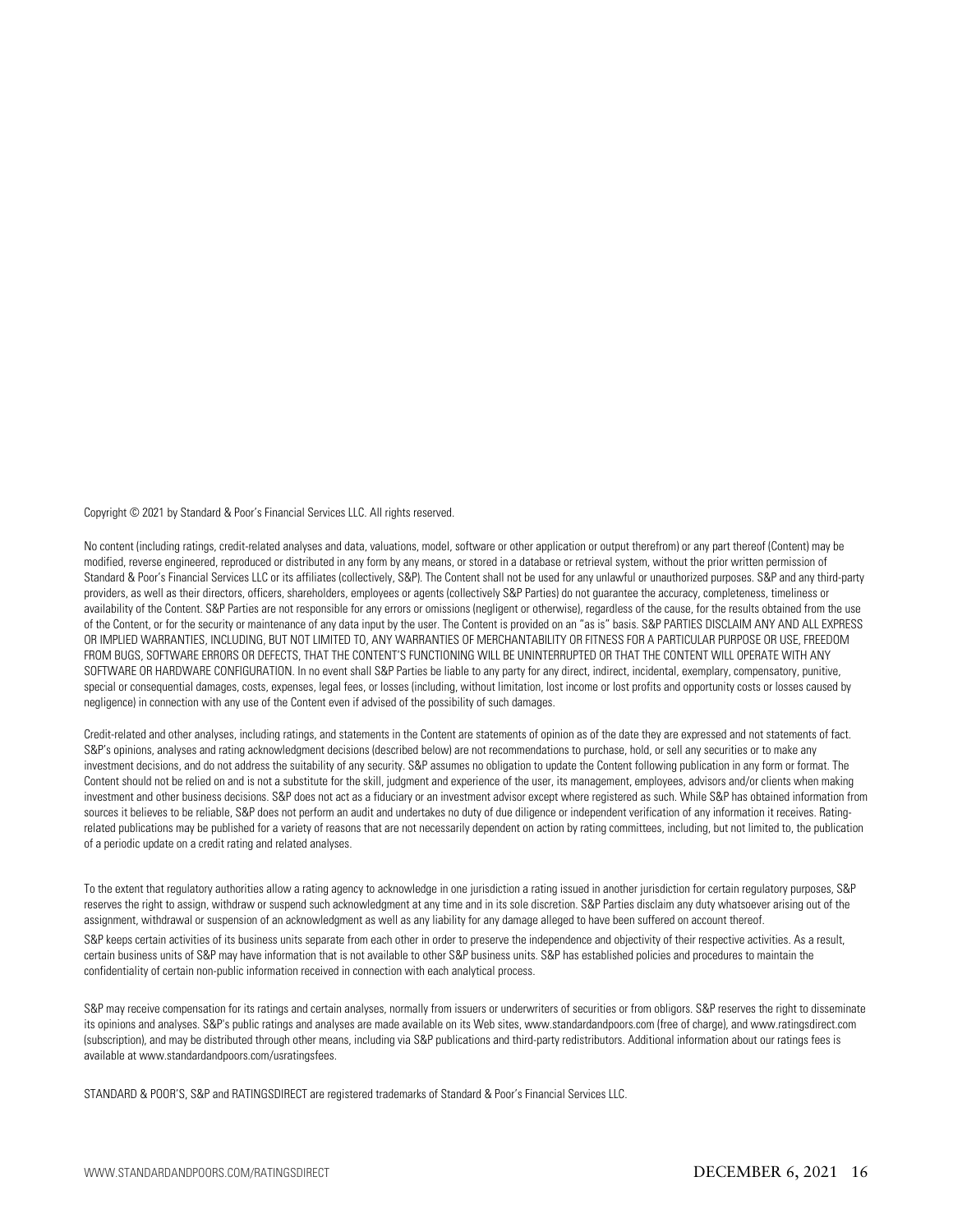Copyright © 2021 by Standard & Poor's Financial Services LLC. All rights reserved.

No content (including ratings, credit-related analyses and data, valuations, model, software or other application or output therefrom) or any part thereof (Content) may be modified, reverse engineered, reproduced or distributed in any form by any means, or stored in a database or retrieval system, without the prior written permission of Standard & Poor's Financial Services LLC or its affiliates (collectively, S&P). The Content shall not be used for any unlawful or unauthorized purposes. S&P and any third-party providers, as well as their directors, officers, shareholders, employees or agents (collectively S&P Parties) do not guarantee the accuracy, completeness, timeliness or availability of the Content. S&P Parties are not responsible for any errors or omissions (negligent or otherwise), regardless of the cause, for the results obtained from the use of the Content, or for the security or maintenance of any data input by the user. The Content is provided on an "as is" basis. S&P PARTIES DISCLAIM ANY AND ALL EXPRESS OR IMPLIED WARRANTIES, INCLUDING, BUT NOT LIMITED TO, ANY WARRANTIES OF MERCHANTABILITY OR FITNESS FOR A PARTICULAR PURPOSE OR USE, FREEDOM FROM BUGS, SOFTWARE ERRORS OR DEFECTS, THAT THE CONTENT'S FUNCTIONING WILL BE UNINTERRUPTED OR THAT THE CONTENT WILL OPERATE WITH ANY SOFTWARE OR HARDWARE CONFIGURATION. In no event shall S&P Parties be liable to any party for any direct, indirect, incidental, exemplary, compensatory, punitive, special or consequential damages, costs, expenses, legal fees, or losses (including, without limitation, lost income or lost profits and opportunity costs or losses caused by negligence) in connection with any use of the Content even if advised of the possibility of such damages.

Credit-related and other analyses, including ratings, and statements in the Content are statements of opinion as of the date they are expressed and not statements of fact. S&P's opinions, analyses and rating acknowledgment decisions (described below) are not recommendations to purchase, hold, or sell any securities or to make any investment decisions, and do not address the suitability of any security. S&P assumes no obligation to update the Content following publication in any form or format. The Content should not be relied on and is not a substitute for the skill, judgment and experience of the user, its management, employees, advisors and/or clients when making investment and other business decisions. S&P does not act as a fiduciary or an investment advisor except where registered as such. While S&P has obtained information from sources it believes to be reliable, S&P does not perform an audit and undertakes no duty of due diligence or independent verification of any information it receives. Rating-related publications may be published for a variety of reasons that are not necessarily dependent on action by rating committees, including, but not limited to, the publication of a periodic update on a credit rating and related analyses.

To the extent that regulatory authorities allow a rating agency to acknowledge in one jurisdiction a rating issued in another jurisdiction for certain regulatory purposes, S&P reserves the right to assign, withdraw or suspend such acknowledgment at any time and in its sole discretion. S&P Parties disclaim any duty whatsoever arising out of the assignment, withdrawal or suspension of an acknowledgment as well as any liability for any damage alleged to have been suffered on account thereof.

S&P keeps certain activities of its business units separate from each other in order to preserve the independence and objectivity of their respective activities. As a result, certain business units of S&P may have information that is not available to other S&P business units. S&P has established policies and procedures to maintain the confidentiality of certain non-public information received in connection with each analytical process.

S&P may receive compensation for its ratings and certain analyses, normally from issuers or underwriters of securities or from obligors. S&P reserves the right to disseminate its opinions and analyses. S&P's public ratings and analyses are made available on its Web sites, www.standardandpoors.com (free of charge), and www.ratingsdirect.com (subscription), and may be distributed through other means, including via S&P publications and third-party redistributors. Additional information about our ratings fees is available at www.standardandpoors.com/usratingsfees.

STANDARD & POOR'S, S&P and RATINGSDIRECT are registered trademarks of Standard & Poor's Financial Services LLC.